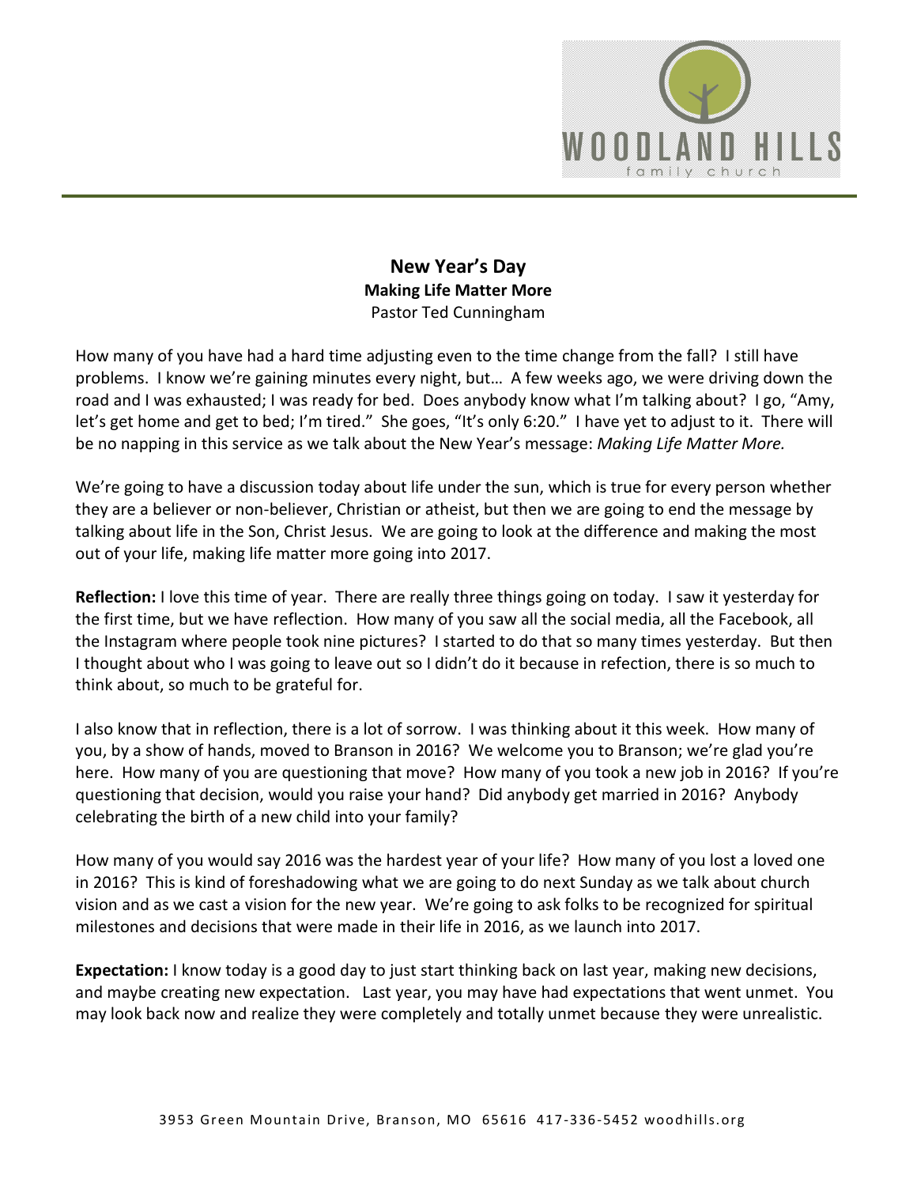**New Year's Day**

**Making Life Matter More**

Pastor Ted Cunningham

How many of you have had a hard time adjusting even to the time change from the fall? I still have problems. I know we're gaining minutes every night, but… A few weeks ago, we were driving down the road and I was exhausted; I was ready for bed. Does anybody know what I'm talking about? I go, "Amy, let's get home and get to bed; I'm tired." She goes, "It's only 6:20." I have yet to adjust to it. There will be no napping in this service as we talk about the New Year's message: *Making Life Matter More.*

We're going to have a discussion today about life under the sun, which is true for every person whether they are a believer or non-believer, Christian or atheist, but then we are going to end the message by talking about life in the Son, Christ Jesus. We are going to look at the difference and making the most out of your life, making life matter more going into 2017.

**Reflection:** I love this time of year. There are really three things going on today. I saw it yesterday for the first time, but we have reflection. How many of you saw all the social media, all the Facebook, all the Instagram where people took nine pictures? I started to do that so many times yesterday. But then I thought about who I was going to leave out so I didn't do it because in refection, there is so much to think about, so much to be grateful for.

I also know that in reflection, there is a lot of sorrow. I was thinking about it this week. How many of you, by a show of hands, moved to Branson in 2016? We welcome you to Branson; we're glad you're here. How many of you are questioning that move? How many of you took a new job in 2016? If you're questioning that decision, would you raise your hand? Did anybody get married in 2016? Anybody celebrating the birth of a new child into your family?

How many of you would say 2016 was the hardest year of your life? How many of you lost a loved one in 2016? This is kind of foreshadowing what we are going to do next Sunday as we talk about church vision and as we cast a vision for the new year. We're going to ask folks to be recognized for spiritual milestones and decisions that were made in their life in 2016, as we launch into 2017.

**Expectation:** I know today is a good day to just start thinking back on last year, making new decisions, and maybe creating new expectation. Last year, you may have had expectations that went unmet. You may look back now and realize they were completely and totally unmet because they were unrealistic.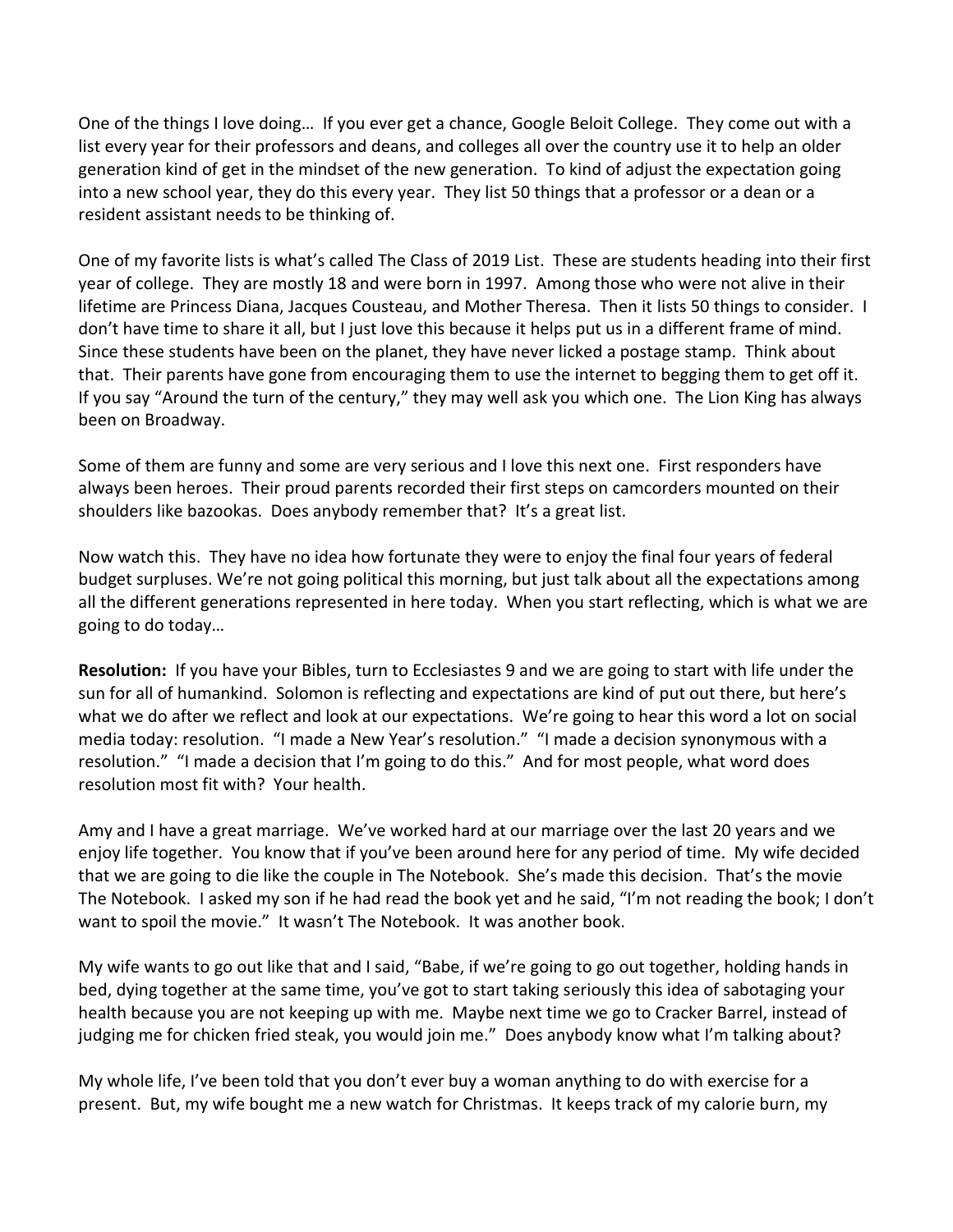One of the things I love doing… If you ever get a chance, Google Beloit College. They come out with a list every year for their professors and deans, and colleges all over the country use it to help an older generation kind of get in the mindset of the new generation. To kind of adjust the expectation going into a new school year, they do this every year. They list 50 things that a professor or a dean or a resident assistant needs to be thinking of.

One of my favorite lists is what's called The Class of 2019 List. These are students heading into their first year of college. They are mostly 18 and were born in 1997. Among those who were not alive in their lifetime are Princess Diana, Jacques Cousteau, and Mother Theresa. Then it lists 50 things to consider. I don't have time to share it all, but I just love this because it helps put us in a different frame of mind. Since these students have been on the planet, they have never licked a postage stamp. Think about that. Their parents have gone from encouraging them to use the internet to begging them to get off it. If you say "Around the turn of the century," they may well ask you which one. The Lion King has always been on Broadway.

Some of them are funny and some are very serious and I love this next one. First responders have always been heroes. Their proud parents recorded their first steps on camcorders mounted on their shoulders like bazookas. Does anybody remember that? It's a great list.

Now watch this. They have no idea how fortunate they were to enjoy the final four years of federal budget surpluses. We're not going political this morning, but just talk about all the expectations among all the different generations represented in here today. When you start reflecting, which is what we are going to do today…

**Resolution:** If you have your Bibles, turn to Ecclesiastes 9 and we are going to start with life under the sun for all of humankind. Solomon is reflecting and expectations are kind of put out there, but here's what we do after we reflect and look at our expectations. We're going to hear this word a lot on social media today: resolution. "I made a New Year's resolution." "I made a decision synonymous with a resolution." "I made a decision that I'm going to do this." And for most people, what word does resolution most fit with? Your health.

Amy and I have a great marriage. We've worked hard at our marriage over the last 20 years and we enjoy life together. You know that if you've been around here for any period of time. My wife decided that we are going to die like the couple in The Notebook. She's made this decision. That's the movie The Notebook. I asked my son if he had read the book yet and he said, "I'm not reading the book; I don't want to spoil the movie." It wasn't The Notebook. It was another book.

My wife wants to go out like that and I said, "Babe, if we're going to go out together, holding hands in bed, dying together at the same time, you've got to start taking seriously this idea of sabotaging your health because you are not keeping up with me. Maybe next time we go to Cracker Barrel, instead of judging me for chicken fried steak, you would join me." Does anybody know what I'm talking about?

My whole life, I've been told that you don't ever buy a woman anything to do with exercise for a present. But, my wife bought me a new watch for Christmas. It keeps track of my calorie burn, my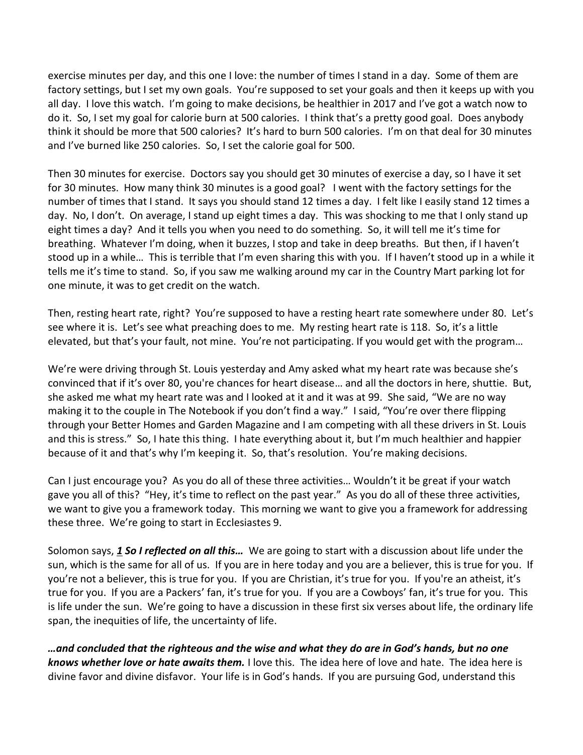exercise minutes per day, and this one I love: the number of times I stand in a day. Some of them are factory settings, but I set my own goals. You're supposed to set your goals and then it keeps up with you all day. I love this watch. I'm going to make decisions, be healthier in 2017 and I've got a watch now to do it. So, I set my goal for calorie burn at 500 calories. I think that's a pretty good goal. Does anybody think it should be more that 500 calories? It's hard to burn 500 calories. I'm on that deal for 30 minutes and I've burned like 250 calories. So, I set the calorie goal for 500.

Then 30 minutes for exercise. Doctors say you should get 30 minutes of exercise a day, so I have it set for 30 minutes. How many think 30 minutes is a good goal? I went with the factory settings for the number of times that I stand. It says you should stand 12 times a day. I felt like I easily stand 12 times a day. No, I don't. On average, I stand up eight times a day. This was shocking to me that I only stand up eight times a day? And it tells you when you need to do something. So, it will tell me it's time for breathing. Whatever I'm doing, when it buzzes, I stop and take in deep breaths. But then, if I haven't stood up in a while… This is terrible that I'm even sharing this with you. If I haven't stood up in a while it tells me it's time to stand. So, if you saw me walking around my car in the Country Mart parking lot for one minute, it was to get credit on the watch.

Then, resting heart rate, right? You're supposed to have a resting heart rate somewhere under 80. Let's see where it is. Let's see what preaching does to me. My resting heart rate is 118. So, it's a little elevated, but that's your fault, not mine. You're not participating. If you would get with the program…

We're were driving through St. Louis yesterday and Amy asked what my heart rate was because she's convinced that if it's over 80, you're chances for heart disease… and all the doctors in here, shuttie. But, she asked me what my heart rate was and I looked at it and it was at 99. She said, "We are no way making it to the couple in The Notebook if you don't find a way." I said, "You're over there flipping through your Better Homes and Garden Magazine and I am competing with all these drivers in St. Louis and this is stress." So, I hate this thing. I hate everything about it, but I'm much healthier and happier because of it and that's why I'm keeping it. So, that's resolution. You're making decisions.

Can I just encourage you? As you do all of these three activities… Wouldn't it be great if your watch gave you all of this? "Hey, it's time to reflect on the past year." As you do all of these three activities, we want to give you a framework today. This morning we want to give you a framework for addressing these three. We're going to start in Ecclesiastes 9.

Solomon says, ***1 So I reflected on all this…*** We are going to start with a discussion about life under the sun, which is the same for all of us. If you are in here today and you are a believer, this is true for you. If you're not a believer, this is true for you. If you are Christian, it's true for you. If you're an atheist, it's true for you. If you are a Packers' fan, it's true for you. If you are a Cowboys' fan, it's true for you. This is life under the sun. We're going to have a discussion in these first six verses about life, the ordinary life span, the inequities of life, the uncertainty of life.

***…and concluded that the righteous and the wise and what they do are in God's hands, but no one knows whether love or hate awaits them.*** I love this. The idea here of love and hate. The idea here is divine favor and divine disfavor. Your life is in God's hands. If you are pursuing God, understand this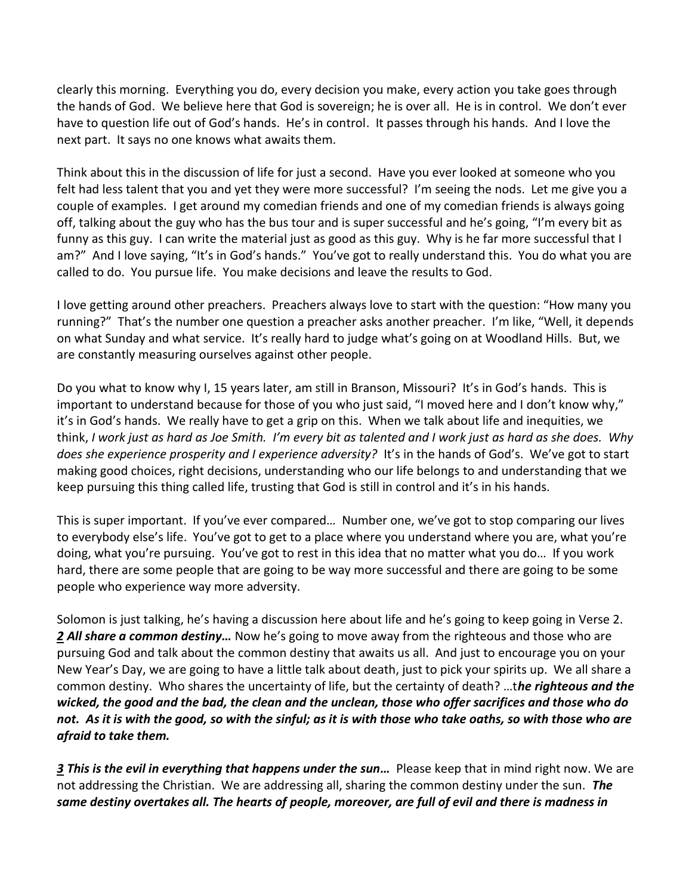clearly this morning. Everything you do, every decision you make, every action you take goes through the hands of God. We believe here that God is sovereign; he is over all. He is in control. We don't ever have to question life out of God's hands. He's in control. It passes through his hands. And I love the next part. It says no one knows what awaits them.

Think about this in the discussion of life for just a second. Have you ever looked at someone who you felt had less talent that you and yet they were more successful? I'm seeing the nods. Let me give you a couple of examples. I get around my comedian friends and one of my comedian friends is always going off, talking about the guy who has the bus tour and is super successful and he's going, "I'm every bit as funny as this guy. I can write the material just as good as this guy. Why is he far more successful that I am?" And I love saying, "It's in God's hands." You've got to really understand this. You do what you are called to do. You pursue life. You make decisions and leave the results to God.

I love getting around other preachers. Preachers always love to start with the question: "How many you running?" That's the number one question a preacher asks another preacher. I'm like, "Well, it depends on what Sunday and what service. It's really hard to judge what's going on at Woodland Hills. But, we are constantly measuring ourselves against other people.

Do you what to know why I, 15 years later, am still in Branson, Missouri? It's in God's hands. This is important to understand because for those of you who just said, "I moved here and I don't know why," it's in God's hands. We really have to get a grip on this. When we talk about life and inequities, we think, *I work just as hard as Joe Smith. I'm every bit as talented and I work just as hard as she does. Why does she experience prosperity and I experience adversity?* It's in the hands of God's. We've got to start making good choices, right decisions, understanding who our life belongs to and understanding that we keep pursuing this thing called life, trusting that God is still in control and it's in his hands.

This is super important. If you've ever compared… Number one, we've got to stop comparing our lives to everybody else's life. You've got to get to a place where you understand where you are, what you're doing, what you're pursuing. You've got to rest in this idea that no matter what you do… If you work hard, there are some people that are going to be way more successful and there are going to be some people who experience way more adversity.

Solomon is just talking, he's having a discussion here about life and he's going to keep going in Verse 2. ***2 All share a common destiny…*** Now he's going to move away from the righteous and those who are pursuing God and talk about the common destiny that awaits us all. And just to encourage you on your New Year's Day, we are going to have a little talk about death, just to pick your spirits up. We all share a common destiny. Who shares the uncertainty of life, but the certainty of death? …t***he righteous and the wicked, the good and the bad, the clean and the unclean, those who offer sacrifices and those who do not. As it is with the good, so with the sinful; as it is with those who take oaths, so with those who are afraid to take them.***

***3 This is the evil in everything that happens under the sun…*** Please keep that in mind right now. We are not addressing the Christian. We are addressing all, sharing the common destiny under the sun. ***The same destiny overtakes all. The hearts of people, moreover, are full of evil and there is madness in***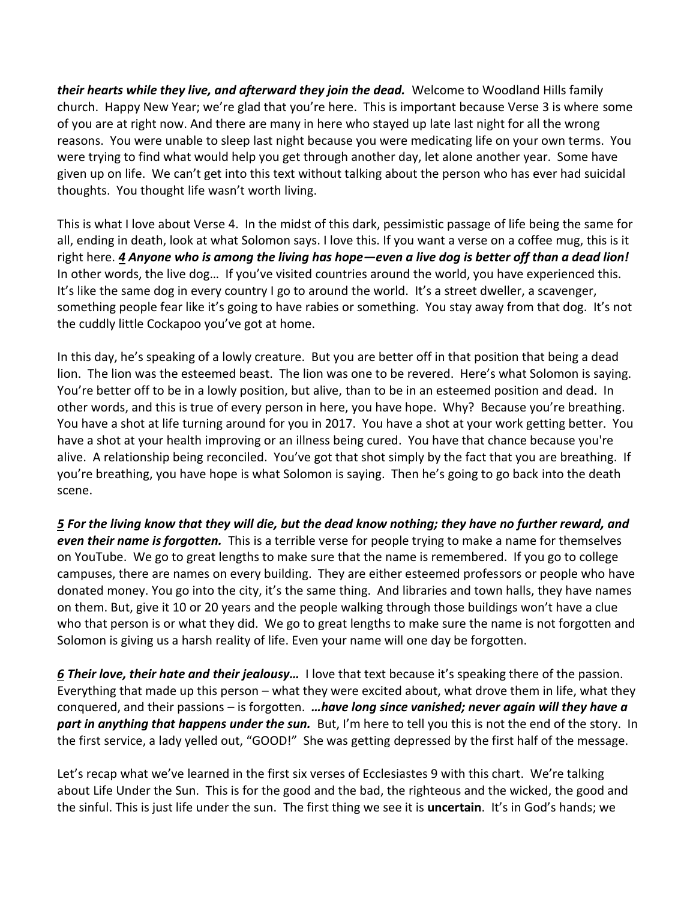***their hearts while they live, and afterward they join the dead.*** Welcome to Woodland Hills family church. Happy New Year; we're glad that you're here. This is important because Verse 3 is where some of you are at right now. And there are many in here who stayed up late last night for all the wrong reasons. You were unable to sleep last night because you were medicating life on your own terms. You were trying to find what would help you get through another day, let alone another year. Some have given up on life. We can't get into this text without talking about the person who has ever had suicidal thoughts. You thought life wasn't worth living.

This is what I love about Verse 4. In the midst of this dark, pessimistic passage of life being the same for all, ending in death, look at what Solomon says. I love this. If you want a verse on a coffee mug, this is it right here. ***4 Anyone who is among the living has hope—even a live dog is better off than a dead lion!*** In other words, the live dog… If you've visited countries around the world, you have experienced this. It's like the same dog in every country I go to around the world. It's a street dweller, a scavenger, something people fear like it's going to have rabies or something. You stay away from that dog. It's not the cuddly little Cockapoo you've got at home.

In this day, he's speaking of a lowly creature. But you are better off in that position that being a dead lion. The lion was the esteemed beast. The lion was one to be revered. Here's what Solomon is saying. You're better off to be in a lowly position, but alive, than to be in an esteemed position and dead. In other words, and this is true of every person in here, you have hope. Why? Because you're breathing. You have a shot at life turning around for you in 2017. You have a shot at your work getting better. You have a shot at your health improving or an illness being cured. You have that chance because you're alive. A relationship being reconciled. You've got that shot simply by the fact that you are breathing. If you're breathing, you have hope is what Solomon is saying. Then he's going to go back into the death scene.

***5 For the living know that they will die, but the dead know nothing; they have no further reward, and even their name is forgotten.*** This is a terrible verse for people trying to make a name for themselves on YouTube. We go to great lengths to make sure that the name is remembered. If you go to college campuses, there are names on every building. They are either esteemed professors or people who have donated money. You go into the city, it's the same thing. And libraries and town halls, they have names on them. But, give it 10 or 20 years and the people walking through those buildings won't have a clue who that person is or what they did. We go to great lengths to make sure the name is not forgotten and Solomon is giving us a harsh reality of life. Even your name will one day be forgotten.

***6 Their love, their hate and their jealousy…*** I love that text because it's speaking there of the passion. Everything that made up this person – what they were excited about, what drove them in life, what they conquered, and their passions – is forgotten. ***…have long since vanished; never again will they have a part in anything that happens under the sun.*** But, I'm here to tell you this is not the end of the story. In the first service, a lady yelled out, "GOOD!" She was getting depressed by the first half of the message.

Let's recap what we've learned in the first six verses of Ecclesiastes 9 with this chart. We're talking about Life Under the Sun. This is for the good and the bad, the righteous and the wicked, the good and the sinful. This is just life under the sun. The first thing we see it is **uncertain**. It's in God's hands; we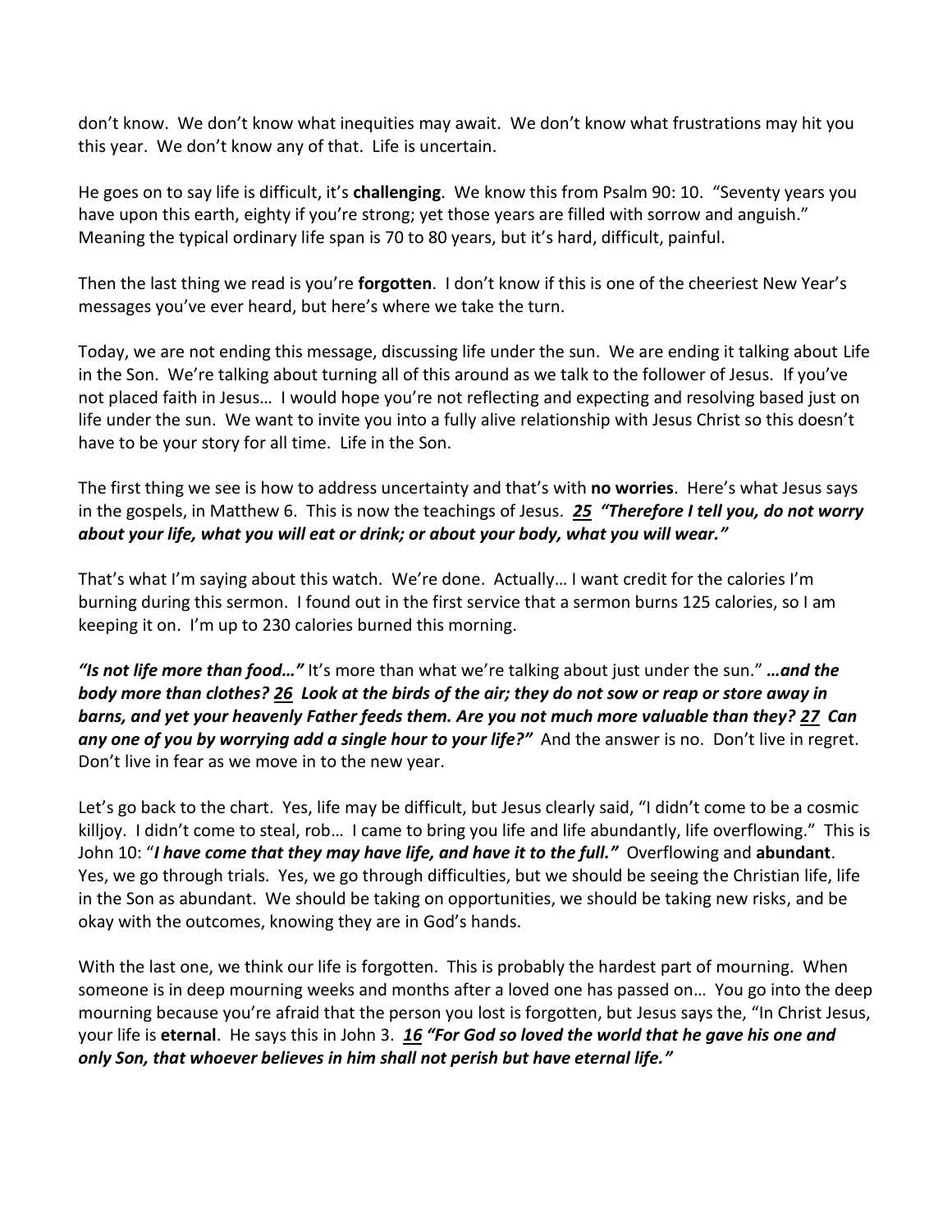don't know. We don't know what inequities may await. We don't know what frustrations may hit you this year. We don't know any of that. Life is uncertain.

He goes on to say life is difficult, it's **challenging**. We know this from Psalm 90: 10. "Seventy years you have upon this earth, eighty if you're strong; yet those years are filled with sorrow and anguish." Meaning the typical ordinary life span is 70 to 80 years, but it's hard, difficult, painful.

Then the last thing we read is you're **forgotten**. I don't know if this is one of the cheeriest New Year's messages you've ever heard, but here's where we take the turn.

Today, we are not ending this message, discussing life under the sun. We are ending it talking about Life in the Son. We're talking about turning all of this around as we talk to the follower of Jesus. If you've not placed faith in Jesus… I would hope you're not reflecting and expecting and resolving based just on life under the sun. We want to invite you into a fully alive relationship with Jesus Christ so this doesn't have to be your story for all time. Life in the Son.

The first thing we see is how to address uncertainty and that's with **no worries**. Here's what Jesus says in the gospels, in Matthew 6. This is now the teachings of Jesus. ***<u>25</u> "Therefore I tell you, do not worry about your life, what you will eat or drink; or about your body, what you will wear."***

That's what I'm saying about this watch. We're done. Actually… I want credit for the calories I'm burning during this sermon. I found out in the first service that a sermon burns 125 calories, so I am keeping it on. I'm up to 230 calories burned this morning.

***"Is not life more than food…"*** It's more than what we're talking about just under the sun." ***…and the body more than clothes? <u>26</u> Look at the birds of the air; they do not sow or reap or store away in barns, and yet your heavenly Father feeds them. Are you not much more valuable than they? <u>27</u> Can any one of you by worrying add a single hour to your life?"*** And the answer is no. Don't live in regret. Don't live in fear as we move in to the new year.

Let's go back to the chart. Yes, life may be difficult, but Jesus clearly said, "I didn't come to be a cosmic killjoy. I didn't come to steal, rob… I came to bring you life and life abundantly, life overflowing." This is John 10: "***I have come that they may have life, and have it to the full."*** Overflowing and **abundant**. Yes, we go through trials. Yes, we go through difficulties, but we should be seeing the Christian life, life in the Son as abundant. We should be taking on opportunities, we should be taking new risks, and be okay with the outcomes, knowing they are in God's hands.

With the last one, we think our life is forgotten. This is probably the hardest part of mourning. When someone is in deep mourning weeks and months after a loved one has passed on… You go into the deep mourning because you're afraid that the person you lost is forgotten, but Jesus says the, "In Christ Jesus, your life is **eternal**. He says this in John 3. ***<u>16</u> "For God so loved the world that he gave his one and only Son, that whoever believes in him shall not perish but have eternal life."***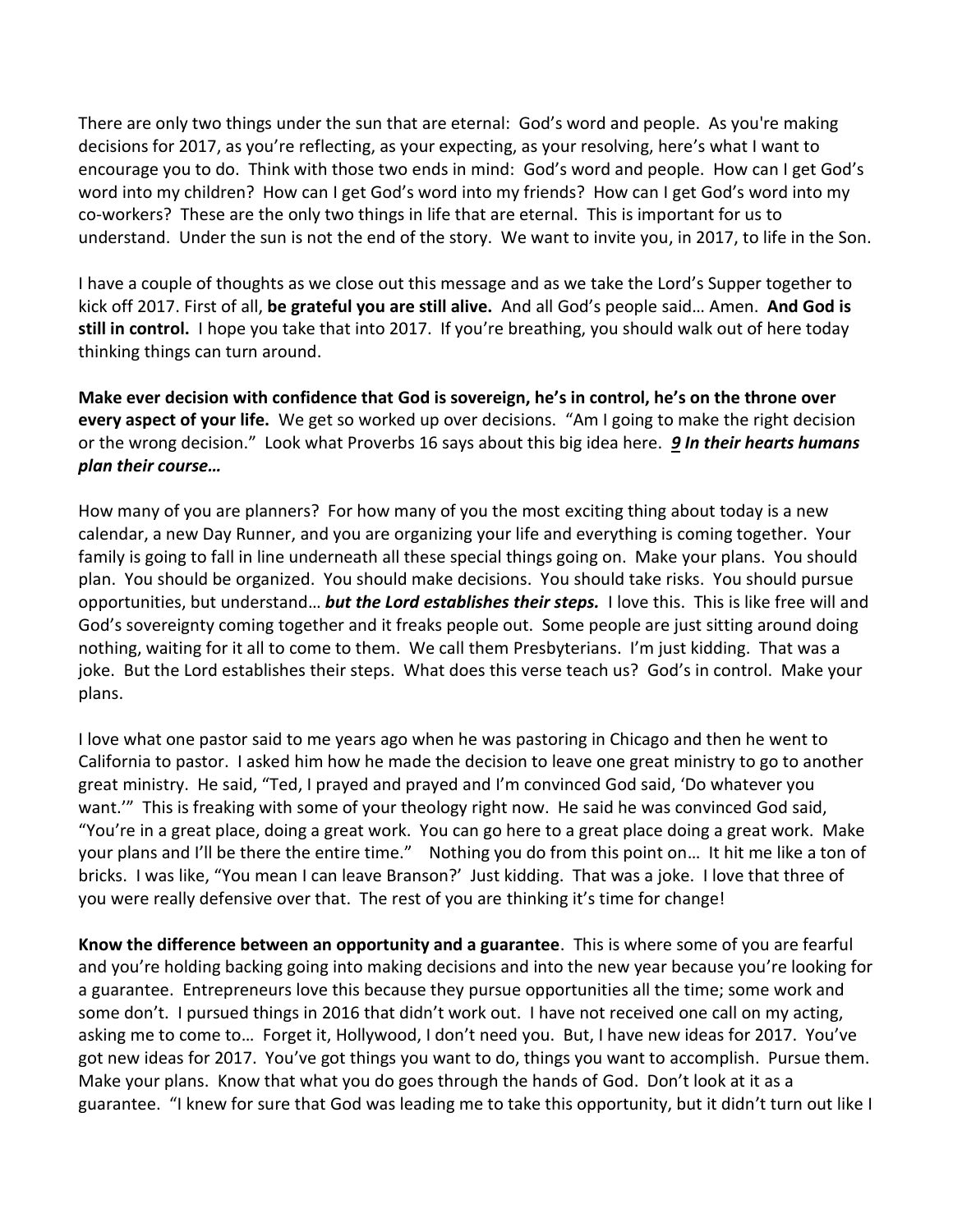There are only two things under the sun that are eternal: God's word and people. As you're making decisions for 2017, as you're reflecting, as your expecting, as your resolving, here's what I want to encourage you to do. Think with those two ends in mind: God's word and people. How can I get God's word into my children? How can I get God's word into my friends? How can I get God's word into my co-workers? These are the only two things in life that are eternal. This is important for us to understand. Under the sun is not the end of the story. We want to invite you, in 2017, to life in the Son.

I have a couple of thoughts as we close out this message and as we take the Lord's Supper together to kick off 2017. First of all, **be grateful you are still alive.** And all God's people said… Amen. **And God is still in control.** I hope you take that into 2017. If you're breathing, you should walk out of here today thinking things can turn around.

**Make ever decision with confidence that God is sovereign, he's in control, he's on the throne over every aspect of your life.** We get so worked up over decisions. "Am I going to make the right decision or the wrong decision." Look what Proverbs 16 says about this big idea here. ***9 In their hearts humans plan their course…***

How many of you are planners? For how many of you the most exciting thing about today is a new calendar, a new Day Runner, and you are organizing your life and everything is coming together. Your family is going to fall in line underneath all these special things going on. Make your plans. You should plan. You should be organized. You should make decisions. You should take risks. You should pursue opportunities, but understand… ***but the Lord establishes their steps.*** I love this. This is like free will and God's sovereignty coming together and it freaks people out. Some people are just sitting around doing nothing, waiting for it all to come to them. We call them Presbyterians. I'm just kidding. That was a joke. But the Lord establishes their steps. What does this verse teach us? God's in control. Make your plans.

I love what one pastor said to me years ago when he was pastoring in Chicago and then he went to California to pastor. I asked him how he made the decision to leave one great ministry to go to another great ministry. He said, "Ted, I prayed and prayed and I'm convinced God said, 'Do whatever you want.'" This is freaking with some of your theology right now. He said he was convinced God said, "You're in a great place, doing a great work. You can go here to a great place doing a great work. Make your plans and I'll be there the entire time." Nothing you do from this point on… It hit me like a ton of bricks. I was like, "You mean I can leave Branson?' Just kidding. That was a joke. I love that three of you were really defensive over that. The rest of you are thinking it's time for change!

**Know the difference between an opportunity and a guarantee**. This is where some of you are fearful and you're holding backing going into making decisions and into the new year because you're looking for a guarantee. Entrepreneurs love this because they pursue opportunities all the time; some work and some don't. I pursued things in 2016 that didn't work out. I have not received one call on my acting, asking me to come to… Forget it, Hollywood, I don't need you. But, I have new ideas for 2017. You've got new ideas for 2017. You've got things you want to do, things you want to accomplish. Pursue them. Make your plans. Know that what you do goes through the hands of God. Don't look at it as a guarantee. "I knew for sure that God was leading me to take this opportunity, but it didn't turn out like I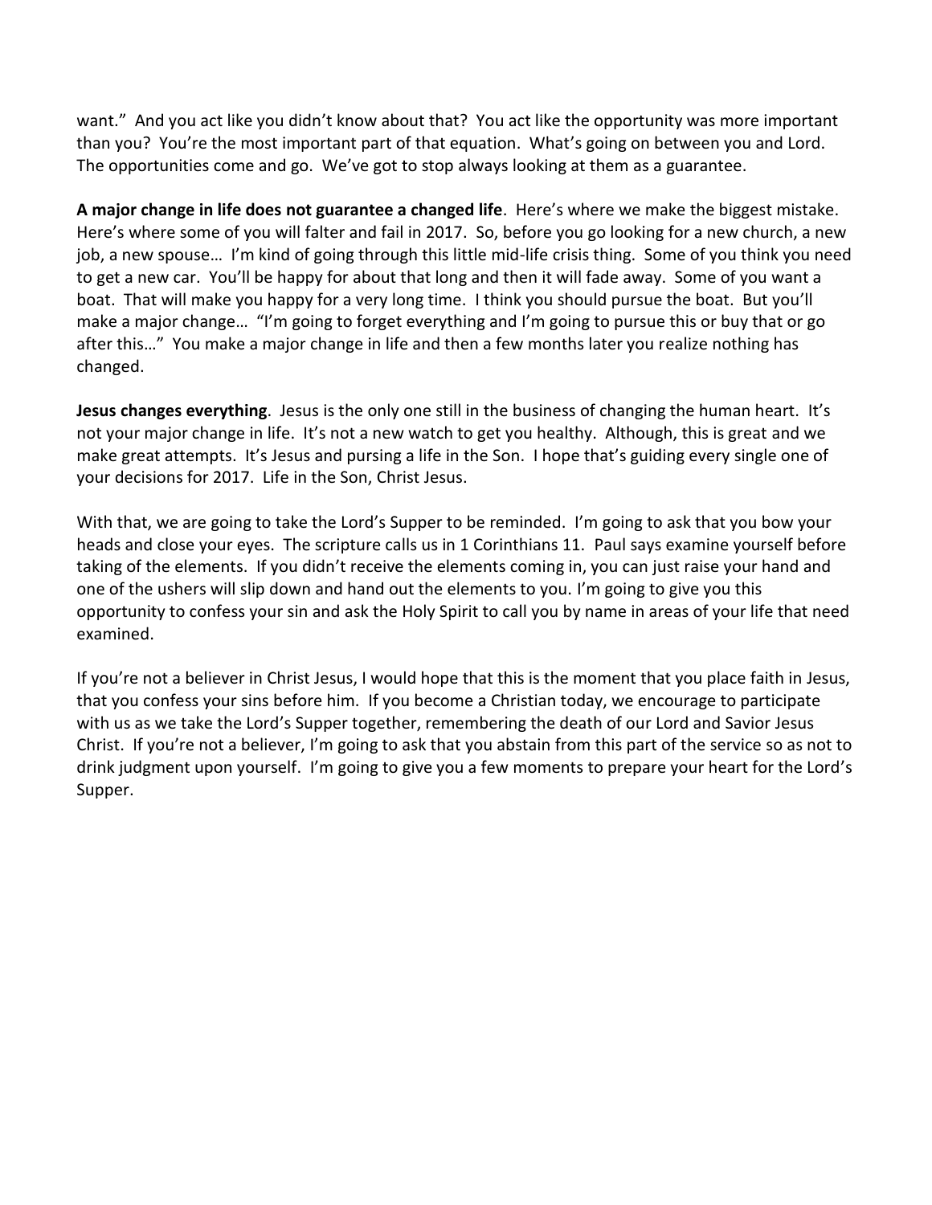want." And you act like you didn't know about that? You act like the opportunity was more important than you? You're the most important part of that equation. What's going on between you and Lord. The opportunities come and go. We've got to stop always looking at them as a guarantee.

**A major change in life does not guarantee a changed life**. Here's where we make the biggest mistake. Here's where some of you will falter and fail in 2017. So, before you go looking for a new church, a new job, a new spouse… I'm kind of going through this little mid-life crisis thing. Some of you think you need to get a new car. You'll be happy for about that long and then it will fade away. Some of you want a boat. That will make you happy for a very long time. I think you should pursue the boat. But you'll make a major change… "I'm going to forget everything and I'm going to pursue this or buy that or go after this…" You make a major change in life and then a few months later you realize nothing has changed.

**Jesus changes everything**. Jesus is the only one still in the business of changing the human heart. It's not your major change in life. It's not a new watch to get you healthy. Although, this is great and we make great attempts. It's Jesus and pursing a life in the Son. I hope that's guiding every single one of your decisions for 2017. Life in the Son, Christ Jesus.

With that, we are going to take the Lord's Supper to be reminded. I'm going to ask that you bow your heads and close your eyes. The scripture calls us in 1 Corinthians 11. Paul says examine yourself before taking of the elements. If you didn't receive the elements coming in, you can just raise your hand and one of the ushers will slip down and hand out the elements to you. I'm going to give you this opportunity to confess your sin and ask the Holy Spirit to call you by name in areas of your life that need examined.

If you're not a believer in Christ Jesus, I would hope that this is the moment that you place faith in Jesus, that you confess your sins before him. If you become a Christian today, we encourage to participate with us as we take the Lord's Supper together, remembering the death of our Lord and Savior Jesus Christ. If you're not a believer, I'm going to ask that you abstain from this part of the service so as not to drink judgment upon yourself. I'm going to give you a few moments to prepare your heart for the Lord's Supper.